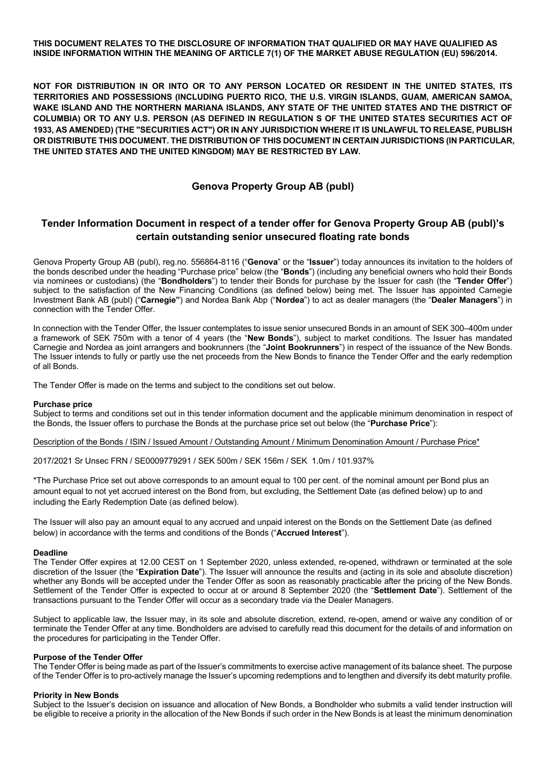**THIS DOCUMENT RELATES TO THE DISCLOSURE OF INFORMATION THAT QUALIFIED OR MAY HAVE QUALIFIED AS INSIDE INFORMATION WITHIN THE MEANING OF ARTICLE 7(1) OF THE MARKET ABUSE REGULATION (EU) 596/2014.**

**NOT FOR DISTRIBUTION IN OR INTO OR TO ANY PERSON LOCATED OR RESIDENT IN THE UNITED STATES, ITS TERRITORIES AND POSSESSIONS (INCLUDING PUERTO RICO, THE U.S. VIRGIN ISLANDS, GUAM, AMERICAN SAMOA, WAKE ISLAND AND THE NORTHERN MARIANA ISLANDS, ANY STATE OF THE UNITED STATES AND THE DISTRICT OF COLUMBIA) OR TO ANY U.S. PERSON (AS DEFINED IN REGULATION S OF THE UNITED STATES SECURITIES ACT OF 1933, AS AMENDED) (THE "SECURITIES ACT") OR IN ANY JURISDICTION WHERE IT IS UNLAWFUL TO RELEASE, PUBLISH OR DISTRIBUTE THIS DOCUMENT. THE DISTRIBUTION OF THIS DOCUMENT IN CERTAIN JURISDICTIONS (IN PARTICULAR, THE UNITED STATES AND THE UNITED KINGDOM) MAY BE RESTRICTED BY LAW.**

# Genova Property Group AB (publ)

## Tender Information Document in respect of a tender offer for Genova Property Group AB (publ)'s certain outstanding senior unsecured floating rate bonds

Genova Property Group AB (publ), reg.no. 556864-8116 ("**Genova**" or the "**Issuer**") today announces its invitation to the holders of the bonds described under the heading "Purchase price" below (the "**Bonds**") (including any beneficial owners who hold their Bonds via nominees or custodians) (the "**Bondholders**") to tender their Bonds for purchase by the Issuer for cash (the "**Tender Offer**") subject to the satisfaction of the New Financing Conditions (as defined below) being met. The Issuer has appointed Carnegie Investment Bank AB (publ) ("**Carnegie**") and Nordea Bank Abp ("**Nordea**") to act as dealer managers (the "**Dealer Managers**") in connection with the Tender Offer.

In connection with the Tender Offer, the Issuer contemplates to issue senior unsecured Bonds in an amount of SEK 300–400m under a framework of SEK 750m with a tenor of 4 years (the "**New Bonds**"), subject to market conditions. The Issuer has mandated Carnegie and Nordea as joint arrangers and bookrunners (the "**Joint Bookrunners**") in respect of the issuance of the New Bonds. The Issuer intends to fully or partly use the net proceeds from the New Bonds to finance the Tender Offer and the early redemption of all Bonds.

The Tender Offer is made on the terms and subject to the conditions set out below.

**Purchase price**
Subject to terms and conditions set out in this tender information document and the applicable minimum denomination in respect of the Bonds, the Issuer offers to purchase the Bonds at the purchase price set out below (the "**Purchase Price**"):

Description of the Bonds / ISIN / Issued Amount / Outstanding Amount / Minimum Denomination Amount / Purchase Price*

2017/2021 Sr Unsec FRN / SE0009779291 / SEK 500m / SEK 156m / SEK 1.0m / 101.937%

*The Purchase Price set out above corresponds to an amount equal to 100 per cent. of the nominal amount per Bond plus an amount equal to not yet accrued interest on the Bond from, but excluding, the Settlement Date (as defined below) up to and including the Early Redemption Date (as defined below).

The Issuer will also pay an amount equal to any accrued and unpaid interest on the Bonds on the Settlement Date (as defined below) in accordance with the terms and conditions of the Bonds ("**Accrued Interest**").

**Deadline**
The Tender Offer expires at 12.00 CEST on 1 September 2020, unless extended, re-opened, withdrawn or terminated at the sole discretion of the Issuer (the "**Expiration Date**"). The Issuer will announce the results and (acting in its sole and absolute discretion) whether any Bonds will be accepted under the Tender Offer as soon as reasonably practicable after the pricing of the New Bonds. Settlement of the Tender Offer is expected to occur at or around 8 September 2020 (the "**Settlement Date**"). Settlement of the transactions pursuant to the Tender Offer will occur as a secondary trade via the Dealer Managers.

Subject to applicable law, the Issuer may, in its sole and absolute discretion, extend, re-open, amend or waive any condition of or terminate the Tender Offer at any time. Bondholders are advised to carefully read this document for the details of and information on the procedures for participating in the Tender Offer.

**Purpose of the Tender Offer**
The Tender Offer is being made as part of the Issuer's commitments to exercise active management of its balance sheet. The purpose of the Tender Offer is to pro-actively manage the Issuer's upcoming redemptions and to lengthen and diversify its debt maturity profile.

**Priority in New Bonds**
Subject to the Issuer's decision on issuance and allocation of New Bonds, a Bondholder who submits a valid tender instruction will be eligible to receive a priority in the allocation of the New Bonds if such order in the New Bonds is at least the minimum denomination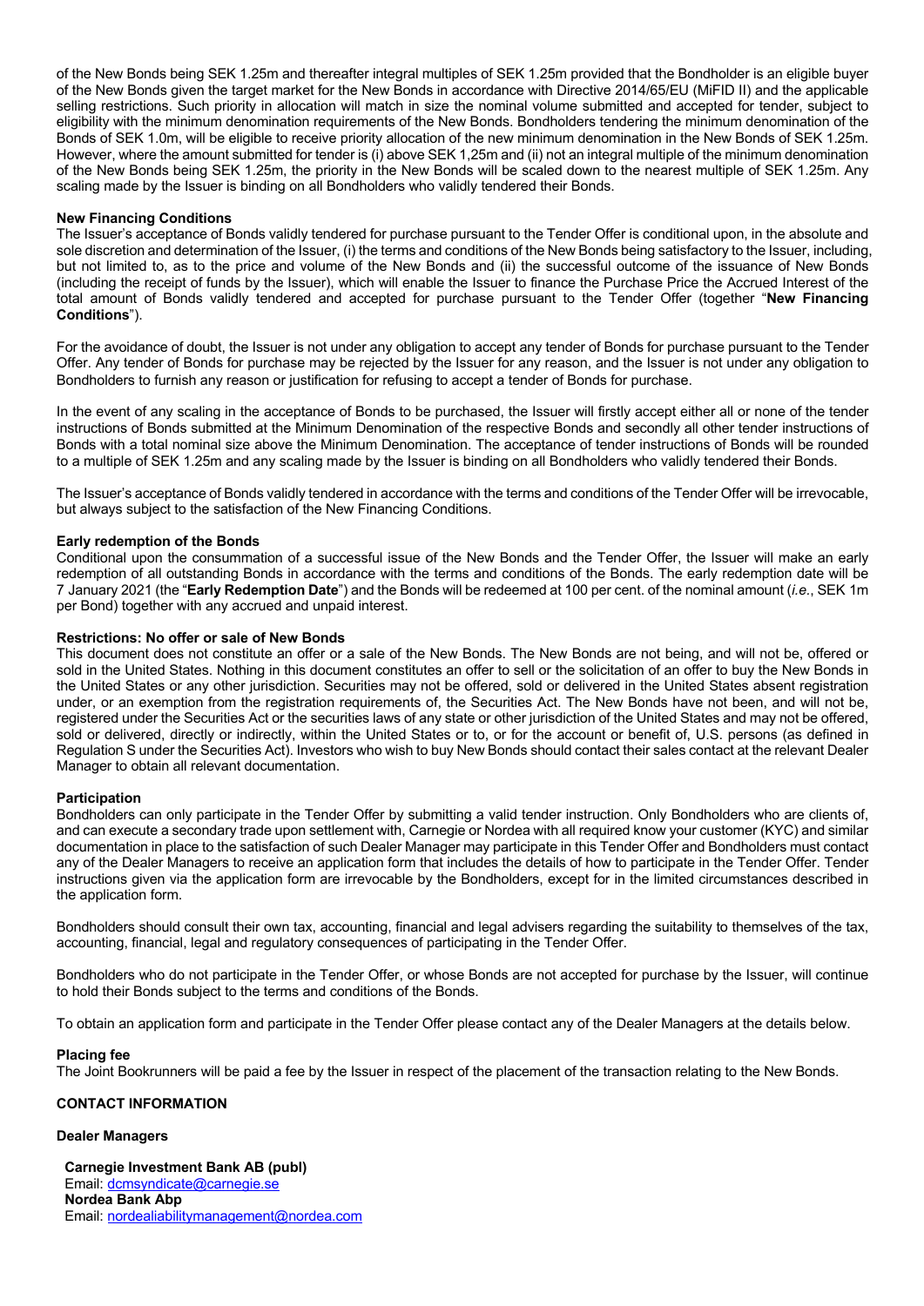of the New Bonds being SEK 1.25m and thereafter integral multiples of SEK 1.25m provided that the Bondholder is an eligible buyer of the New Bonds given the target market for the New Bonds in accordance with Directive 2014/65/EU (MiFID II) and the applicable selling restrictions. Such priority in allocation will match in size the nominal volume submitted and accepted for tender, subject to eligibility with the minimum denomination requirements of the New Bonds. Bondholders tendering the minimum denomination of the Bonds of SEK 1.0m, will be eligible to receive priority allocation of the new minimum denomination in the New Bonds of SEK 1.25m. However, where the amount submitted for tender is (i) above SEK 1,25m and (ii) not an integral multiple of the minimum denomination of the New Bonds being SEK 1.25m, the priority in the New Bonds will be scaled down to the nearest multiple of SEK 1.25m. Any scaling made by the Issuer is binding on all Bondholders who validly tendered their Bonds.

**New Financing Conditions**

The Issuer's acceptance of Bonds validly tendered for purchase pursuant to the Tender Offer is conditional upon, in the absolute and sole discretion and determination of the Issuer, (i) the terms and conditions of the New Bonds being satisfactory to the Issuer, including, but not limited to, as to the price and volume of the New Bonds and (ii) the successful outcome of the issuance of New Bonds (including the receipt of funds by the Issuer), which will enable the Issuer to finance the Purchase Price the Accrued Interest of the total amount of Bonds validly tendered and accepted for purchase pursuant to the Tender Offer (together "**New Financing Conditions**").

For the avoidance of doubt, the Issuer is not under any obligation to accept any tender of Bonds for purchase pursuant to the Tender Offer. Any tender of Bonds for purchase may be rejected by the Issuer for any reason, and the Issuer is not under any obligation to Bondholders to furnish any reason or justification for refusing to accept a tender of Bonds for purchase.

In the event of any scaling in the acceptance of Bonds to be purchased, the Issuer will firstly accept either all or none of the tender instructions of Bonds submitted at the Minimum Denomination of the respective Bonds and secondly all other tender instructions of Bonds with a total nominal size above the Minimum Denomination. The acceptance of tender instructions of Bonds will be rounded to a multiple of SEK 1.25m and any scaling made by the Issuer is binding on all Bondholders who validly tendered their Bonds.

The Issuer's acceptance of Bonds validly tendered in accordance with the terms and conditions of the Tender Offer will be irrevocable, but always subject to the satisfaction of the New Financing Conditions.

**Early redemption of the Bonds**

Conditional upon the consummation of a successful issue of the New Bonds and the Tender Offer, the Issuer will make an early redemption of all outstanding Bonds in accordance with the terms and conditions of the Bonds. The early redemption date will be 7 January 2021 (the "**Early Redemption Date**") and the Bonds will be redeemed at 100 per cent. of the nominal amount (*i.e.*, SEK 1m per Bond) together with any accrued and unpaid interest.

**Restrictions: No offer or sale of New Bonds**

This document does not constitute an offer or a sale of the New Bonds. The New Bonds are not being, and will not be, offered or sold in the United States. Nothing in this document constitutes an offer to sell or the solicitation of an offer to buy the New Bonds in the United States or any other jurisdiction. Securities may not be offered, sold or delivered in the United States absent registration under, or an exemption from the registration requirements of, the Securities Act. The New Bonds have not been, and will not be, registered under the Securities Act or the securities laws of any state or other jurisdiction of the United States and may not be offered, sold or delivered, directly or indirectly, within the United States or to, or for the account or benefit of, U.S. persons (as defined in Regulation S under the Securities Act). Investors who wish to buy New Bonds should contact their sales contact at the relevant Dealer Manager to obtain all relevant documentation.

**Participation**

Bondholders can only participate in the Tender Offer by submitting a valid tender instruction. Only Bondholders who are clients of, and can execute a secondary trade upon settlement with, Carnegie or Nordea with all required know your customer (KYC) and similar documentation in place to the satisfaction of such Dealer Manager may participate in this Tender Offer and Bondholders must contact any of the Dealer Managers to receive an application form that includes the details of how to participate in the Tender Offer. Tender instructions given via the application form are irrevocable by the Bondholders, except for in the limited circumstances described in the application form.

Bondholders should consult their own tax, accounting, financial and legal advisers regarding the suitability to themselves of the tax, accounting, financial, legal and regulatory consequences of participating in the Tender Offer.

Bondholders who do not participate in the Tender Offer, or whose Bonds are not accepted for purchase by the Issuer, will continue to hold their Bonds subject to the terms and conditions of the Bonds.

To obtain an application form and participate in the Tender Offer please contact any of the Dealer Managers at the details below.

**Placing fee**

The Joint Bookrunners will be paid a fee by the Issuer in respect of the placement of the transaction relating to the New Bonds.

**CONTACT INFORMATION**

**Dealer Managers**

**Carnegie Investment Bank AB (publ)**
Email: dcmsyndicate@carnegie.se
**Nordea Bank Abp**
Email: nordealiabilitymanagement@nordea.com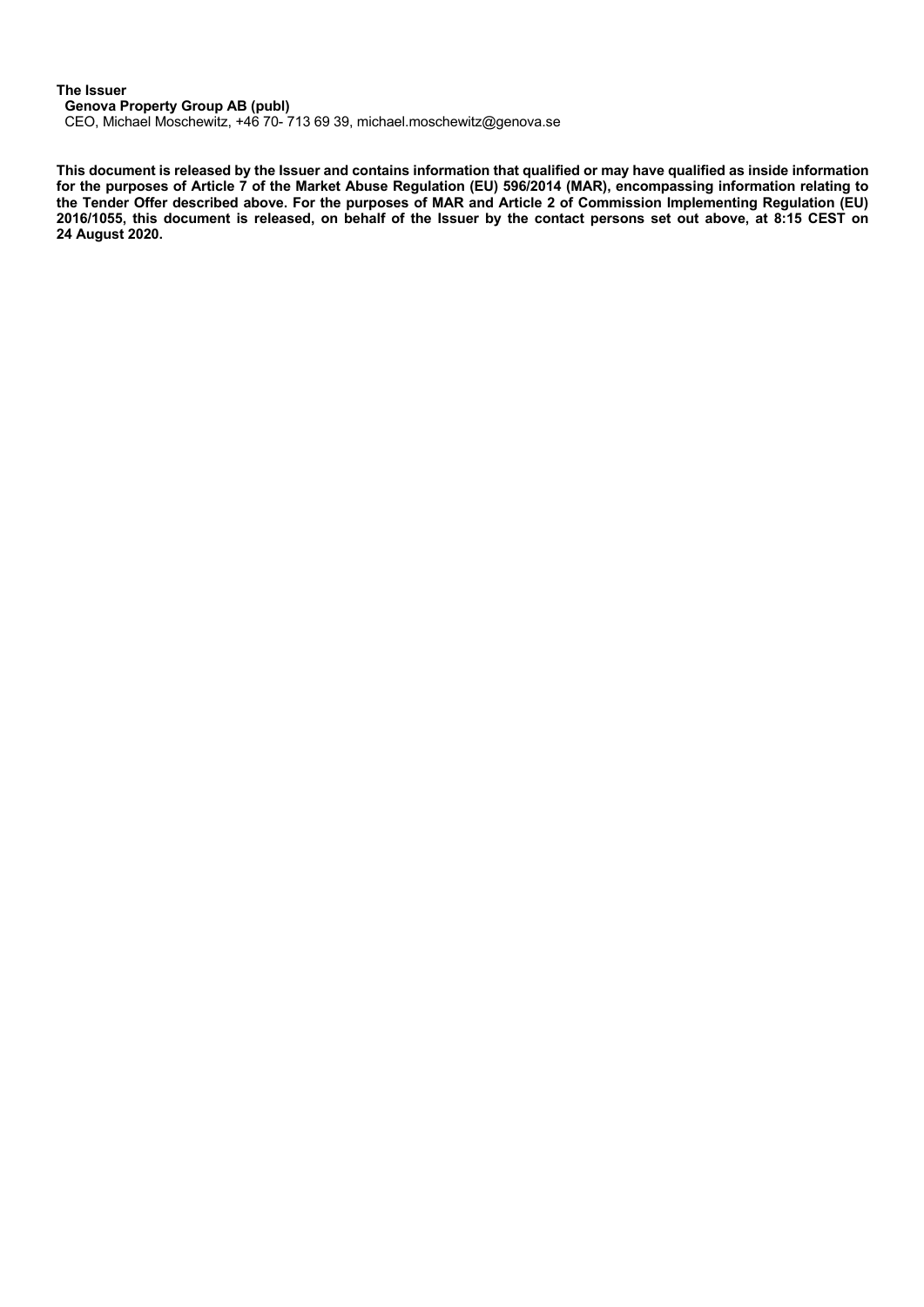**The Issuer**

**Genova Property Group AB (publ)**

CEO, Michael Moschewitz, +46 70- 713 69 39, michael.moschewitz@genova.se

**This document is released by the Issuer and contains information that qualified or may have qualified as inside information for the purposes of Article 7 of the Market Abuse Regulation (EU) 596/2014 (MAR), encompassing information relating to the Tender Offer described above. For the purposes of MAR and Article 2 of Commission Implementing Regulation (EU) 2016/1055, this document is released, on behalf of the Issuer by the contact persons set out above, at 8:15 CEST on 24 August 2020.**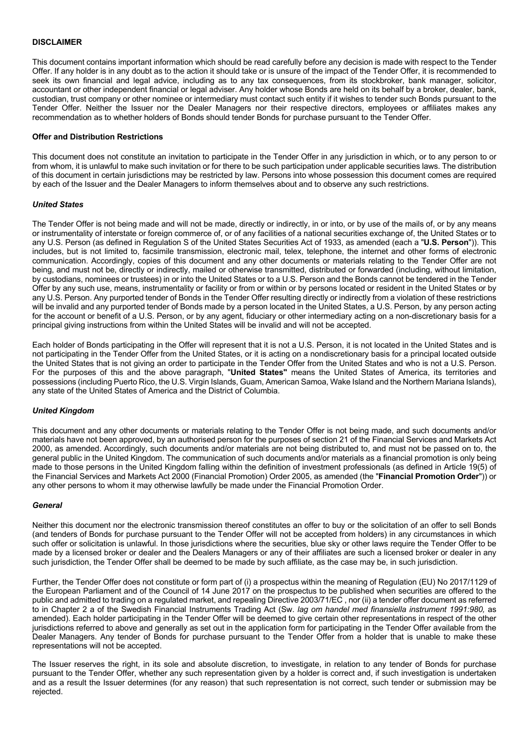**DISCLAIMER**

This document contains important information which should be read carefully before any decision is made with respect to the Tender Offer. If any holder is in any doubt as to the action it should take or is unsure of the impact of the Tender Offer, it is recommended to seek its own financial and legal advice, including as to any tax consequences, from its stockbroker, bank manager, solicitor, accountant or other independent financial or legal adviser. Any holder whose Bonds are held on its behalf by a broker, dealer, bank, custodian, trust company or other nominee or intermediary must contact such entity if it wishes to tender such Bonds pursuant to the Tender Offer. Neither the Issuer nor the Dealer Managers nor their respective directors, employees or affiliates makes any recommendation as to whether holders of Bonds should tender Bonds for purchase pursuant to the Tender Offer.

**Offer and Distribution Restrictions**

This document does not constitute an invitation to participate in the Tender Offer in any jurisdiction in which, or to any person to or from whom, it is unlawful to make such invitation or for there to be such participation under applicable securities laws. The distribution of this document in certain jurisdictions may be restricted by law. Persons into whose possession this document comes are required by each of the Issuer and the Dealer Managers to inform themselves about and to observe any such restrictions.

***United States***

The Tender Offer is not being made and will not be made, directly or indirectly, in or into, or by use of the mails of, or by any means or instrumentality of interstate or foreign commerce of, or of any facilities of a national securities exchange of, the United States or to any U.S. Person (as defined in Regulation S of the United States Securities Act of 1933, as amended (each a "**U.S. Person**")). This includes, but is not limited to, facsimile transmission, electronic mail, telex, telephone, the internet and other forms of electronic communication. Accordingly, copies of this document and any other documents or materials relating to the Tender Offer are not being, and must not be, directly or indirectly, mailed or otherwise transmitted, distributed or forwarded (including, without limitation, by custodians, nominees or trustees) in or into the United States or to a U.S. Person and the Bonds cannot be tendered in the Tender Offer by any such use, means, instrumentality or facility or from or within or by persons located or resident in the United States or by any U.S. Person. Any purported tender of Bonds in the Tender Offer resulting directly or indirectly from a violation of these restrictions will be invalid and any purported tender of Bonds made by a person located in the United States, a U.S. Person, by any person acting for the account or benefit of a U.S. Person, or by any agent, fiduciary or other intermediary acting on a non-discretionary basis for a principal giving instructions from within the United States will be invalid and will not be accepted.

Each holder of Bonds participating in the Offer will represent that it is not a U.S. Person, it is not located in the United States and is not participating in the Tender Offer from the United States, or it is acting on a nondiscretionary basis for a principal located outside the United States that is not giving an order to participate in the Tender Offer from the United States and who is not a U.S. Person. For the purposes of this and the above paragraph, "**United States"** means the United States of America, its territories and possessions (including Puerto Rico, the U.S. Virgin Islands, Guam, American Samoa, Wake Island and the Northern Mariana Islands), any state of the United States of America and the District of Columbia.

***United Kingdom***

This document and any other documents or materials relating to the Tender Offer is not being made, and such documents and/or materials have not been approved, by an authorised person for the purposes of section 21 of the Financial Services and Markets Act 2000, as amended. Accordingly, such documents and/or materials are not being distributed to, and must not be passed on to, the general public in the United Kingdom. The communication of such documents and/or materials as a financial promotion is only being made to those persons in the United Kingdom falling within the definition of investment professionals (as defined in Article 19(5) of the Financial Services and Markets Act 2000 (Financial Promotion) Order 2005, as amended (the "**Financial Promotion Order**")) or any other persons to whom it may otherwise lawfully be made under the Financial Promotion Order.

***General***

Neither this document nor the electronic transmission thereof constitutes an offer to buy or the solicitation of an offer to sell Bonds (and tenders of Bonds for purchase pursuant to the Tender Offer will not be accepted from holders) in any circumstances in which such offer or solicitation is unlawful. In those jurisdictions where the securities, blue sky or other laws require the Tender Offer to be made by a licensed broker or dealer and the Dealers Managers or any of their affiliates are such a licensed broker or dealer in any such jurisdiction, the Tender Offer shall be deemed to be made by such affiliate, as the case may be, in such jurisdiction.

Further, the Tender Offer does not constitute or form part of (i) a prospectus within the meaning of Regulation (EU) No 2017/1129 of the European Parliament and of the Council of 14 June 2017 on the prospectus to be published when securities are offered to the public and admitted to trading on a regulated market, and repealing Directive 2003/71/EC , nor (ii) a tender offer document as referred to in Chapter 2 a of the Swedish Financial Instruments Trading Act (Sw. *lag om handel med finansiella instrument 1991:980,* as amended). Each holder participating in the Tender Offer will be deemed to give certain other representations in respect of the other jurisdictions referred to above and generally as set out in the application form for participating in the Tender Offer available from the Dealer Managers. Any tender of Bonds for purchase pursuant to the Tender Offer from a holder that is unable to make these representations will not be accepted.

The Issuer reserves the right, in its sole and absolute discretion, to investigate, in relation to any tender of Bonds for purchase pursuant to the Tender Offer, whether any such representation given by a holder is correct and, if such investigation is undertaken and as a result the Issuer determines (for any reason) that such representation is not correct, such tender or submission may be rejected.